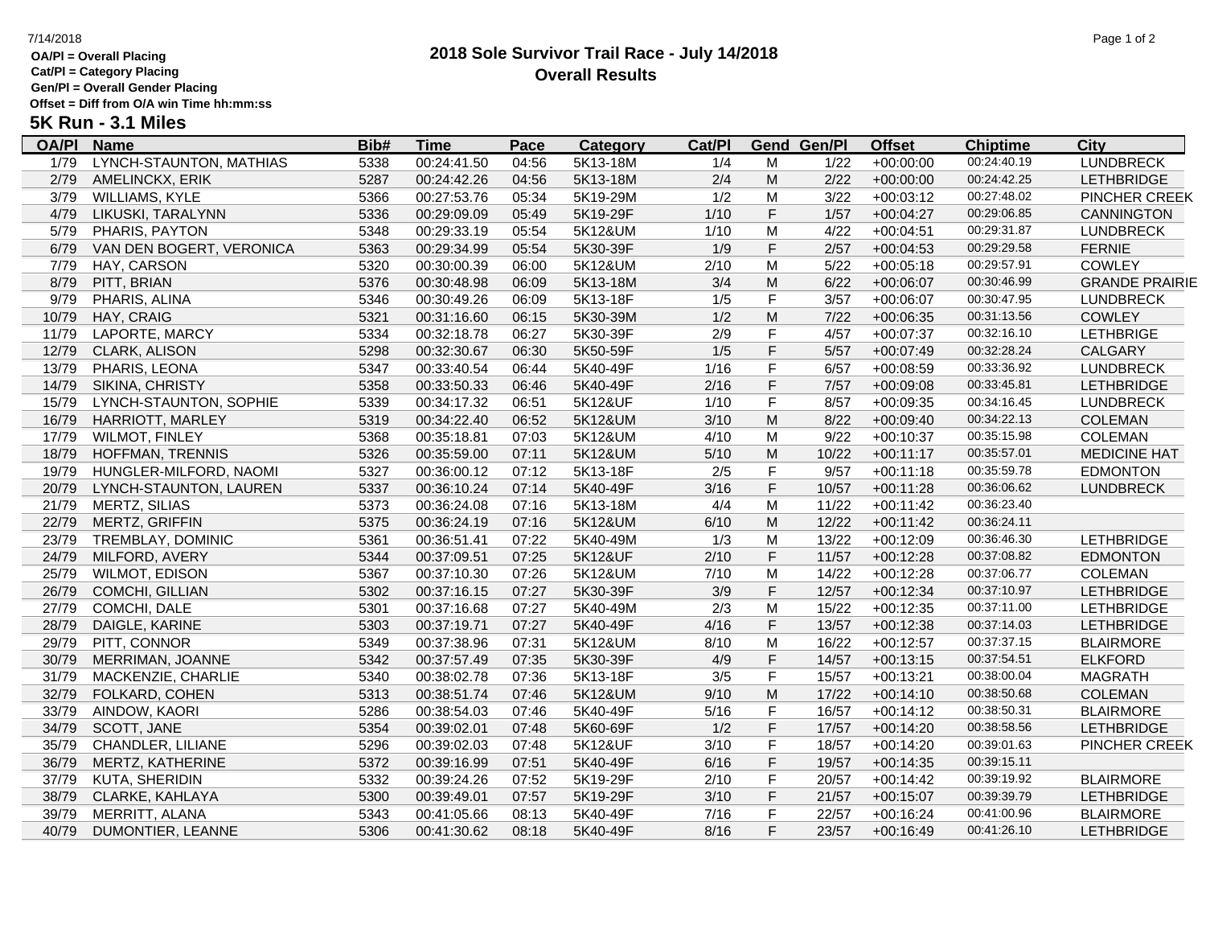7/14/2018

**OA/Pl = Overall Placing**
**Cat/Pl = Category Placing**
**Gen/Pl = Overall Gender Placing**
**Offset = Diff from O/A win Time hh:mm:ss**

# 2018 Sole Survivor Trail Race - July 14/2018
## Overall Results

### 5K Run - 3.1 Miles

| OA/Pl | Name | Bib# | Time | Pace | Category | Cat/Pl | Gend | Gen/Pl | Offset | Chiptime | City |
|---|---|---|---|---|---|---|---|---|---|---|---|
| 1/79 | LYNCH-STAUNTON, MATHIAS | 5338 | 00:24:41.50 | 04:56 | 5K13-18M | 1/4 | M | 1/22 | +00:00:00 | 00:24:40.19 | LUNDBRECK |
| 2/79 | AMELINCKX, ERIK | 5287 | 00:24:42.26 | 04:56 | 5K13-18M | 2/4 | M | 2/22 | +00:00:00 | 00:24:42.25 | LETHBRIDGE |
| 3/79 | WILLIAMS, KYLE | 5366 | 00:27:53.76 | 05:34 | 5K19-29M | 1/2 | M | 3/22 | +00:03:12 | 00:27:48.02 | PINCHER CREEK |
| 4/79 | LIKUSKI, TARALYNN | 5336 | 00:29:09.09 | 05:49 | 5K19-29F | 1/10 | F | 1/57 | +00:04:27 | 00:29:06.85 | CANNINGTON |
| 5/79 | PHARIS, PAYTON | 5348 | 00:29:33.19 | 05:54 | 5K12&UM | 1/10 | M | 4/22 | +00:04:51 | 00:29:31.87 | LUNDBRECK |
| 6/79 | VAN DEN BOGERT, VERONICA | 5363 | 00:29:34.99 | 05:54 | 5K30-39F | 1/9 | F | 2/57 | +00:04:53 | 00:29:29.58 | FERNIE |
| 7/79 | HAY, CARSON | 5320 | 00:30:00.39 | 06:00 | 5K12&UM | 2/10 | M | 5/22 | +00:05:18 | 00:29:57.91 | COWLEY |
| 8/79 | PITT, BRIAN | 5376 | 00:30:48.98 | 06:09 | 5K13-18M | 3/4 | M | 6/22 | +00:06:07 | 00:30:46.99 | GRANDE PRAIRIE |
| 9/79 | PHARIS, ALINA | 5346 | 00:30:49.26 | 06:09 | 5K13-18F | 1/5 | F | 3/57 | +00:06:07 | 00:30:47.95 | LUNDBRECK |
| 10/79 | HAY, CRAIG | 5321 | 00:31:16.60 | 06:15 | 5K30-39M | 1/2 | M | 7/22 | +00:06:35 | 00:31:13.56 | COWLEY |
| 11/79 | LAPORTE, MARCY | 5334 | 00:32:18.78 | 06:27 | 5K30-39F | 2/9 | F | 4/57 | +00:07:37 | 00:32:16.10 | LETHBRIGE |
| 12/79 | CLARK, ALISON | 5298 | 00:32:30.67 | 06:30 | 5K50-59F | 1/5 | F | 5/57 | +00:07:49 | 00:32:28.24 | CALGARY |
| 13/79 | PHARIS, LEONA | 5347 | 00:33:40.54 | 06:44 | 5K40-49F | 1/16 | F | 6/57 | +00:08:59 | 00:33:36.92 | LUNDBRECK |
| 14/79 | SIKINA, CHRISTY | 5358 | 00:33:50.33 | 06:46 | 5K40-49F | 2/16 | F | 7/57 | +00:09:08 | 00:33:45.81 | LETHBRIDGE |
| 15/79 | LYNCH-STAUNTON, SOPHIE | 5339 | 00:34:17.32 | 06:51 | 5K12&UF | 1/10 | F | 8/57 | +00:09:35 | 00:34:16.45 | LUNDBRECK |
| 16/79 | HARRIOTT, MARLEY | 5319 | 00:34:22.40 | 06:52 | 5K12&UM | 3/10 | M | 8/22 | +00:09:40 | 00:34:22.13 | COLEMAN |
| 17/79 | WILMOT, FINLEY | 5368 | 00:35:18.81 | 07:03 | 5K12&UM | 4/10 | M | 9/22 | +00:10:37 | 00:35:15.98 | COLEMAN |
| 18/79 | HOFFMAN, TRENNIS | 5326 | 00:35:59.00 | 07:11 | 5K12&UM | 5/10 | M | 10/22 | +00:11:17 | 00:35:57.01 | MEDICINE HAT |
| 19/79 | HUNGLER-MILFORD, NAOMI | 5327 | 00:36:00.12 | 07:12 | 5K13-18F | 2/5 | F | 9/57 | +00:11:18 | 00:35:59.78 | EDMONTON |
| 20/79 | LYNCH-STAUNTON, LAUREN | 5337 | 00:36:10.24 | 07:14 | 5K40-49F | 3/16 | F | 10/57 | +00:11:28 | 00:36:06.62 | LUNDBRECK |
| 21/79 | MERTZ, SILIAS | 5373 | 00:36:24.08 | 07:16 | 5K13-18M | 4/4 | M | 11/22 | +00:11:42 | 00:36:23.40 | |
| 22/79 | MERTZ, GRIFFIN | 5375 | 00:36:24.19 | 07:16 | 5K12&UM | 6/10 | M | 12/22 | +00:11:42 | 00:36:24.11 | |
| 23/79 | TREMBLAY, DOMINIC | 5361 | 00:36:51.41 | 07:22 | 5K40-49M | 1/3 | M | 13/22 | +00:12:09 | 00:36:46.30 | LETHBRIDGE |
| 24/79 | MILFORD, AVERY | 5344 | 00:37:09.51 | 07:25 | 5K12&UF | 2/10 | F | 11/57 | +00:12:28 | 00:37:08.82 | EDMONTON |
| 25/79 | WILMOT, EDISON | 5367 | 00:37:10.30 | 07:26 | 5K12&UM | 7/10 | M | 14/22 | +00:12:28 | 00:37:06.77 | COLEMAN |
| 26/79 | COMCHI, GILLIAN | 5302 | 00:37:16.15 | 07:27 | 5K30-39F | 3/9 | F | 12/57 | +00:12:34 | 00:37:10.97 | LETHBRIDGE |
| 27/79 | COMCHI, DALE | 5301 | 00:37:16.68 | 07:27 | 5K40-49M | 2/3 | M | 15/22 | +00:12:35 | 00:37:11.00 | LETHBRIDGE |
| 28/79 | DAIGLE, KARINE | 5303 | 00:37:19.71 | 07:27 | 5K40-49F | 4/16 | F | 13/57 | +00:12:38 | 00:37:14.03 | LETHBRIDGE |
| 29/79 | PITT, CONNOR | 5349 | 00:37:38.96 | 07:31 | 5K12&UM | 8/10 | M | 16/22 | +00:12:57 | 00:37:37.15 | BLAIRMORE |
| 30/79 | MERRIMAN, JOANNE | 5342 | 00:37:57.49 | 07:35 | 5K30-39F | 4/9 | F | 14/57 | +00:13:15 | 00:37:54.51 | ELKFORD |
| 31/79 | MACKENZIE, CHARLIE | 5340 | 00:38:02.78 | 07:36 | 5K13-18F | 3/5 | F | 15/57 | +00:13:21 | 00:38:00.04 | MAGRATH |
| 32/79 | FOLKARD, COHEN | 5313 | 00:38:51.74 | 07:46 | 5K12&UM | 9/10 | M | 17/22 | +00:14:10 | 00:38:50.68 | COLEMAN |
| 33/79 | AINDOW, KAORI | 5286 | 00:38:54.03 | 07:46 | 5K40-49F | 5/16 | F | 16/57 | +00:14:12 | 00:38:50.31 | BLAIRMORE |
| 34/79 | SCOTT, JANE | 5354 | 00:39:02.01 | 07:48 | 5K60-69F | 1/2 | F | 17/57 | +00:14:20 | 00:38:58.56 | LETHBRIDGE |
| 35/79 | CHANDLER, LILIANE | 5296 | 00:39:02.03 | 07:48 | 5K12&UF | 3/10 | F | 18/57 | +00:14:20 | 00:39:01.63 | PINCHER CREEK |
| 36/79 | MERTZ, KATHERINE | 5372 | 00:39:16.99 | 07:51 | 5K40-49F | 6/16 | F | 19/57 | +00:14:35 | 00:39:15.11 | |
| 37/79 | KUTA, SHERIDIN | 5332 | 00:39:24.26 | 07:52 | 5K19-29F | 2/10 | F | 20/57 | +00:14:42 | 00:39:19.92 | BLAIRMORE |
| 38/79 | CLARKE, KAHLAYA | 5300 | 00:39:49.01 | 07:57 | 5K19-29F | 3/10 | F | 21/57 | +00:15:07 | 00:39:39.79 | LETHBRIDGE |
| 39/79 | MERRITT, ALANA | 5343 | 00:41:05.66 | 08:13 | 5K40-49F | 7/16 | F | 22/57 | +00:16:24 | 00:41:00.96 | BLAIRMORE |
| 40/79 | DUMONTIER, LEANNE | 5306 | 00:41:30.62 | 08:18 | 5K40-49F | 8/16 | F | 23/57 | +00:16:49 | 00:41:26.10 | LETHBRIDGE |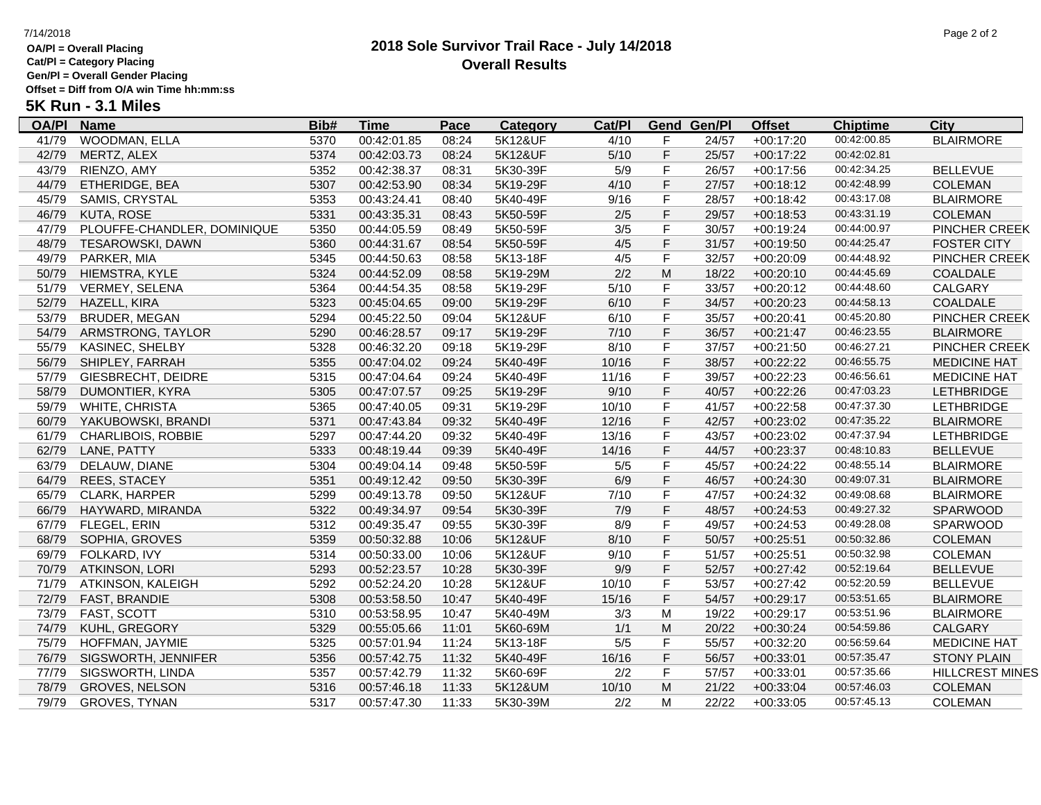**OA/Pl = Overall Placing**
**Cat/Pl = Category Placing**
**Gen/Pl = Overall Gender Placing**
**Offset = Diff from O/A win Time hh:mm:ss**

# 2018 Sole Survivor Trail Race - July 14/2018
## Overall Results

### 5K Run - 3.1 Miles

| OA/Pl | Name | Bib# | Time | Pace | Category | Cat/Pl | Gend | Gen/Pl | Offset | Chiptime | City |
|---|---|---|---|---|---|---|---|---|---|---|---|
| 41/79 | WOODMAN, ELLA | 5370 | 00:42:01.85 | 08:24 | 5K12&UF | 4/10 | F | 24/57 | +00:17:20 | 00:42:00.85 | BLAIRMORE |
| 42/79 | MERTZ, ALEX | 5374 | 00:42:03.73 | 08:24 | 5K12&UF | 5/10 | F | 25/57 | +00:17:22 | 00:42:02.81 | |
| 43/79 | RIENZO, AMY | 5352 | 00:42:38.37 | 08:31 | 5K30-39F | 5/9 | F | 26/57 | +00:17:56 | 00:42:34.25 | BELLEVUE |
| 44/79 | ETHERIDGE, BEA | 5307 | 00:42:53.90 | 08:34 | 5K19-29F | 4/10 | F | 27/57 | +00:18:12 | 00:42:48.99 | COLEMAN |
| 45/79 | SAMIS, CRYSTAL | 5353 | 00:43:24.41 | 08:40 | 5K40-49F | 9/16 | F | 28/57 | +00:18:42 | 00:43:17.08 | BLAIRMORE |
| 46/79 | KUTA, ROSE | 5331 | 00:43:35.31 | 08:43 | 5K50-59F | 2/5 | F | 29/57 | +00:18:53 | 00:43:31.19 | COLEMAN |
| 47/79 | PLOUFFE-CHANDLER, DOMINIQUE | 5350 | 00:44:05.59 | 08:49 | 5K50-59F | 3/5 | F | 30/57 | +00:19:24 | 00:44:00.97 | PINCHER CREEK |
| 48/79 | TESAROWSKI, DAWN | 5360 | 00:44:31.67 | 08:54 | 5K50-59F | 4/5 | F | 31/57 | +00:19:50 | 00:44:25.47 | FOSTER CITY |
| 49/79 | PARKER, MIA | 5345 | 00:44:50.63 | 08:58 | 5K13-18F | 4/5 | F | 32/57 | +00:20:09 | 00:44:48.92 | PINCHER CREEK |
| 50/79 | HIEMSTRA, KYLE | 5324 | 00:44:52.09 | 08:58 | 5K19-29M | 2/2 | M | 18/22 | +00:20:10 | 00:44:45.69 | COALDALE |
| 51/79 | VERMEY, SELENA | 5364 | 00:44:54.35 | 08:58 | 5K19-29F | 5/10 | F | 33/57 | +00:20:12 | 00:44:48.60 | CALGARY |
| 52/79 | HAZELL, KIRA | 5323 | 00:45:04.65 | 09:00 | 5K19-29F | 6/10 | F | 34/57 | +00:20:23 | 00:44:58.13 | COALDALE |
| 53/79 | BRUDER, MEGAN | 5294 | 00:45:22.50 | 09:04 | 5K12&UF | 6/10 | F | 35/57 | +00:20:41 | 00:45:20.80 | PINCHER CREEK |
| 54/79 | ARMSTRONG, TAYLOR | 5290 | 00:46:28.57 | 09:17 | 5K19-29F | 7/10 | F | 36/57 | +00:21:47 | 00:46:23.55 | BLAIRMORE |
| 55/79 | KASINEC, SHELBY | 5328 | 00:46:32.20 | 09:18 | 5K19-29F | 8/10 | F | 37/57 | +00:21:50 | 00:46:27.21 | PINCHER CREEK |
| 56/79 | SHIPLEY, FARRAH | 5355 | 00:47:04.02 | 09:24 | 5K40-49F | 10/16 | F | 38/57 | +00:22:22 | 00:46:55.75 | MEDICINE HAT |
| 57/79 | GIESBRECHT, DEIDRE | 5315 | 00:47:04.64 | 09:24 | 5K40-49F | 11/16 | F | 39/57 | +00:22:23 | 00:46:56.61 | MEDICINE HAT |
| 58/79 | DUMONTIER, KYRA | 5305 | 00:47:07.57 | 09:25 | 5K19-29F | 9/10 | F | 40/57 | +00:22:26 | 00:47:03.23 | LETHBRIDGE |
| 59/79 | WHITE, CHRISTA | 5365 | 00:47:40.05 | 09:31 | 5K19-29F | 10/10 | F | 41/57 | +00:22:58 | 00:47:37.30 | LETHBRIDGE |
| 60/79 | YAKUBOWSKI, BRANDI | 5371 | 00:47:43.84 | 09:32 | 5K40-49F | 12/16 | F | 42/57 | +00:23:02 | 00:47:35.22 | BLAIRMORE |
| 61/79 | CHARLIBOIS, ROBBIE | 5297 | 00:47:44.20 | 09:32 | 5K40-49F | 13/16 | F | 43/57 | +00:23:02 | 00:47:37.94 | LETHBRIDGE |
| 62/79 | LANE, PATTY | 5333 | 00:48:19.44 | 09:39 | 5K40-49F | 14/16 | F | 44/57 | +00:23:37 | 00:48:10.83 | BELLEVUE |
| 63/79 | DELAUW, DIANE | 5304 | 00:49:04.14 | 09:48 | 5K50-59F | 5/5 | F | 45/57 | +00:24:22 | 00:48:55.14 | BLAIRMORE |
| 64/79 | REES, STACEY | 5351 | 00:49:12.42 | 09:50 | 5K30-39F | 6/9 | F | 46/57 | +00:24:30 | 00:49:07.31 | BLAIRMORE |
| 65/79 | CLARK, HARPER | 5299 | 00:49:13.78 | 09:50 | 5K12&UF | 7/10 | F | 47/57 | +00:24:32 | 00:49:08.68 | BLAIRMORE |
| 66/79 | HAYWARD, MIRANDA | 5322 | 00:49:34.97 | 09:54 | 5K30-39F | 7/9 | F | 48/57 | +00:24:53 | 00:49:27.32 | SPARWOOD |
| 67/79 | FLEGEL, ERIN | 5312 | 00:49:35.47 | 09:55 | 5K30-39F | 8/9 | F | 49/57 | +00:24:53 | 00:49:28.08 | SPARWOOD |
| 68/79 | SOPHIA, GROVES | 5359 | 00:50:32.88 | 10:06 | 5K12&UF | 8/10 | F | 50/57 | +00:25:51 | 00:50:32.86 | COLEMAN |
| 69/79 | FOLKARD, IVY | 5314 | 00:50:33.00 | 10:06 | 5K12&UF | 9/10 | F | 51/57 | +00:25:51 | 00:50:32.98 | COLEMAN |
| 70/79 | ATKINSON, LORI | 5293 | 00:52:23.57 | 10:28 | 5K30-39F | 9/9 | F | 52/57 | +00:27:42 | 00:52:19.64 | BELLEVUE |
| 71/79 | ATKINSON, KALEIGH | 5292 | 00:52:24.20 | 10:28 | 5K12&UF | 10/10 | F | 53/57 | +00:27:42 | 00:52:20.59 | BELLEVUE |
| 72/79 | FAST, BRANDIE | 5308 | 00:53:58.50 | 10:47 | 5K40-49F | 15/16 | F | 54/57 | +00:29:17 | 00:53:51.65 | BLAIRMORE |
| 73/79 | FAST, SCOTT | 5310 | 00:53:58.95 | 10:47 | 5K40-49M | 3/3 | M | 19/22 | +00:29:17 | 00:53:51.96 | BLAIRMORE |
| 74/79 | KUHL, GREGORY | 5329 | 00:55:05.66 | 11:01 | 5K60-69M | 1/1 | M | 20/22 | +00:30:24 | 00:54:59.86 | CALGARY |
| 75/79 | HOFFMAN, JAYMIE | 5325 | 00:57:01.94 | 11:24 | 5K13-18F | 5/5 | F | 55/57 | +00:32:20 | 00:56:59.64 | MEDICINE HAT |
| 76/79 | SIGSWORTH, JENNIFER | 5356 | 00:57:42.75 | 11:32 | 5K40-49F | 16/16 | F | 56/57 | +00:33:01 | 00:57:35.47 | STONY PLAIN |
| 77/79 | SIGSWORTH, LINDA | 5357 | 00:57:42.79 | 11:32 | 5K60-69F | 2/2 | F | 57/57 | +00:33:01 | 00:57:35.66 | HILLCREST MINES |
| 78/79 | GROVES, NELSON | 5316 | 00:57:46.18 | 11:33 | 5K12&UM | 10/10 | M | 21/22 | +00:33:04 | 00:57:46.03 | COLEMAN |
| 79/79 | GROVES, TYNAN | 5317 | 00:57:47.30 | 11:33 | 5K30-39M | 2/2 | M | 22/22 | +00:33:05 | 00:57:45.13 | COLEMAN |